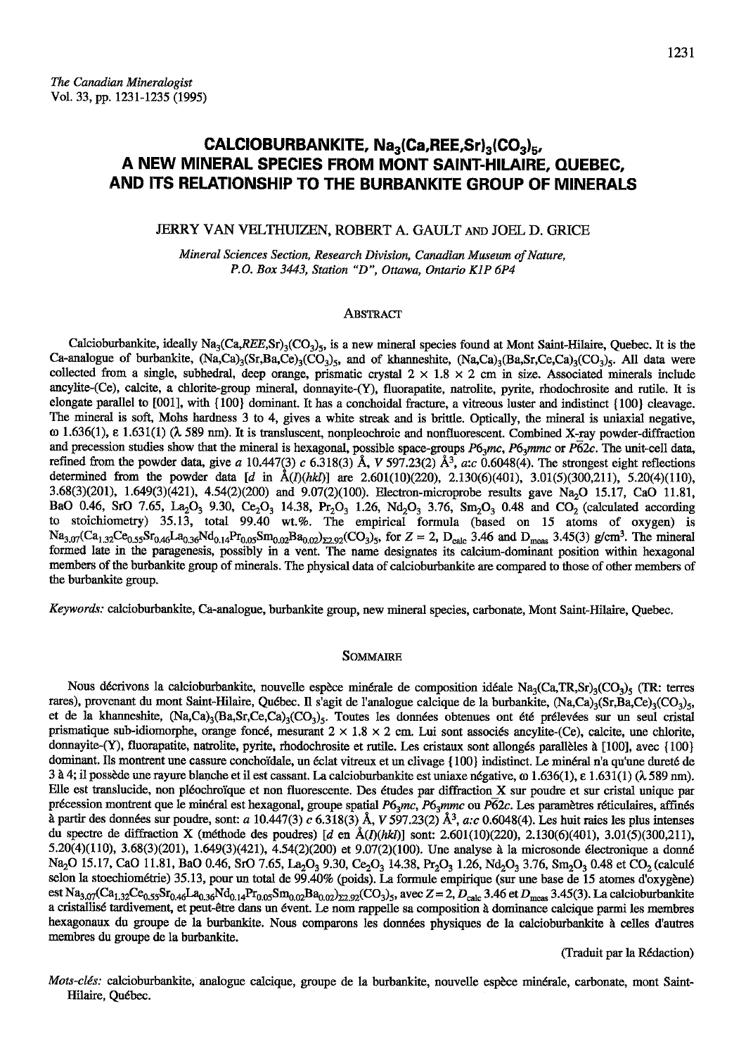*The Canadian Mineralogist*
Vol. 33, pp. 1231-1235 (1995)

# CALCIOBURBANKITE, $Na_3(Ca,REE,Sr)_3(CO_3)_5$, A NEW MINERAL SPECIES FROM MONT SAINT-HILAIRE, QUEBEC, AND ITS RELATIONSHIP TO THE BURBANKITE GROUP OF MINERALS

JERRY VAN VELTHUIZEN, ROBERT A. GAULT AND JOEL D. GRICE

*Mineral Sciences Section, Research Division, Canadian Museum of Nature, P.O. Box 3443, Station "D", Ottawa, Ontario K1P 6P4*

## ABSTRACT

Calcioburbankite, ideally $Na_3(Ca,REE,Sr)_3(CO_3)_5$, is a new mineral species found at Mont Saint-Hilaire, Quebec. It is the Ca-analogue of burbankite, $(Na,Ca)_3(Sr,Ba,Ce)_3(CO_3)_5$, and of khanneshite, $(Na,Ca)_3(Ba,Sr,Ce,Ca)_3(CO_3)_5$. All data were collected from a single, subhedral, deep orange, prismatic crystal 2 × 1.8 × 2 cm in size. Associated minerals include ancylite-(Ce), calcite, a chlorite-group mineral, donnayite-(Y), fluorapatite, natrolite, pyrite, rhodochrosite and rutile. It is elongate parallel to [001], with {100} dominant. It has a conchoidal fracture, a vitreous luster and indistinct {100} cleavage. The mineral is soft, Mohs hardness 3 to 4, gives a white streak and is brittle. Optically, the mineral is uniaxial negative, ω 1.636(1), ε 1.631(1) (λ 589 nm). It is transluscent, nonpleochroic and nonfluorescent. Combined X-ray powder-diffraction and precession studies show that the mineral is hexagonal, possible space-groups $P6_3mc$, $P6_3mmc$ or $P\bar{6}2c$. The unit-cell data, refined from the powder data, give *a* 10.447(3) *c* 6.318(3) Å, *V* 597.23(2) $Å^3$, *a:c* 0.6048(4). The strongest eight reflections determined from the powder data [*d* in Å(*I*)(*hkl*)] are 2.601(10)(220), 2.130(6)(401), 3.01(5)(300,211), 5.20(4)(110), 3.68(3)(201), 1.649(3)(421), 4.54(2)(200) and 9.07(2)(100). Electron-microprobe results gave $Na_2O$ 15.17, CaO 11.81, BaO 0.46, SrO 7.65, $La_2O_3$ 9.30, $Ce_2O_3$ 14.38, $Pr_2O_3$ 1.26, $Nd_2O_3$ 3.76, $Sm_2O_3$ 0.48 and $CO_2$ (calculated according to stoichiometry) 35.13, total 99.40 wt.%. The empirical formula (based on 15 atoms of oxygen) is $Na_{3.07}(Ca_{1.32}Ce_{0.55}Sr_{0.46}La_{0.36}Nd_{0.14}Pr_{0.05}Sm_{0.02}Ba_{0.02})_{\Sigma 2.92}(CO_3)_5$, for Z = 2, $D_{calc}$ 3.46 and $D_{meas}$ 3.45(3) g/$cm^3$. The mineral formed late in the paragenesis, possibly in a vent. The name designates its calcium-dominant position within hexagonal members of the burbankite group of minerals. The physical data of calcioburbankite are compared to those of other members of the burbankite group.

*Keywords:* calcioburbankite, Ca-analogue, burbankite group, new mineral species, carbonate, Mont Saint-Hilaire, Quebec.

## SOMMAIRE

Nous décrivons la calcioburbankite, nouvelle espèce minérale de composition idéale $Na_3(Ca,TR,Sr)_3(CO_3)_5$ (TR: terres rares), provenant du mont Saint-Hilaire, Québec. Il s'agit de l'analogue calcique de la burbankite, $(Na,Ca)_3(Sr,Ba,Ce)_3(CO_3)_5$, et de la khanneshite, $(Na,Ca)_3(Ba,Sr,Ce,Ca)_3(CO_3)_5$. Toutes les données obtenues ont été prélevées sur un seul cristal prismatique sub-idiomorphe, orange foncé, mesurant 2 × 1.8 × 2 cm. Lui sont associés ancylite-(Ce), calcite, une chlorite, donnayite-(Y), fluorapatite, natrolite, pyrite, rhodochrosite et rutile. Les cristaux sont allongés parallèles à [100], avec {100} dominant. Ils montrent une cassure conchoïdale, un éclat vitreux et un clivage {100} indistinct. Le minéral n'a qu'une dureté de 3 à 4; il possède une rayure blanche et il est cassant. La calcioburbankite est uniaxe négative, ω 1.636(1), ε 1.631(1) (λ 589 nm). Elle est translucide, non pléochroïque et non fluorescente. Des études par diffraction X sur poudre et sur cristal unique par précession montrent que le minéral est hexagonal, groupe spatial $P6_3mc$, $P6_3mmc$ ou $P\bar{6}2c$. Les paramètres réticulaires, affinés à partir des données sur poudre, sont: *a* 10.447(3) *c* 6.318(3) Å, *V* 597.23(2) $Å^3$, *a:c* 0.6048(4). Les huit raies les plus intenses du spectre de diffraction X (méthode des poudres) [*d* en Å(*I*)(*hkl*)] sont: 2.601(10)(220), 2.130(6)(401), 3.01(5)(300,211), 5.20(4)(110), 3.68(3)(201), 1.649(3)(421), 4.54(2)(200) et 9.07(2)(100). Une analyse à la microsonde électronique a donné $Na_2O$ 15.17, CaO 11.81, BaO 0.46, SrO 7.65, $La_2O_3$ 9.30, $Ce_2O_3$ 14.38, $Pr_2O_3$ 1.26, $Nd_2O_3$ 3.76, $Sm_2O_3$ 0.48 et $CO_2$ (calculé selon la stoechiométrie) 35.13, pour un total de 99.40% (poids). La formule empirique (sur une base de 15 atomes d'oxygène) est $Na_{3.07}(Ca_{1.32}Ce_{0.55}Sr_{0.46}La_{0.36}Nd_{0.14}Pr_{0.05}Sm_{0.02}Ba_{0.02})_{\Sigma 2.92}(CO_3)_5$, avec Z = 2, $D_{calc}$ 3.46 et $D_{meas}$ 3.45(3). La calcioburbankite a cristallisé tardivement, et peut-être dans un évent. Le nom rappelle sa composition à dominance calcique parmi les membres hexagonaux du groupe de la burbankite. Nous comparons les données physiques de la calcioburbankite à celles d'autres membres du groupe de la burbankite.

(Traduit par la Rédaction)

*Mots-clés:* calcioburbankite, analogue calcique, groupe de la burbankite, nouvelle espèce minérale, carbonate, mont Saint-Hilaire, Québec.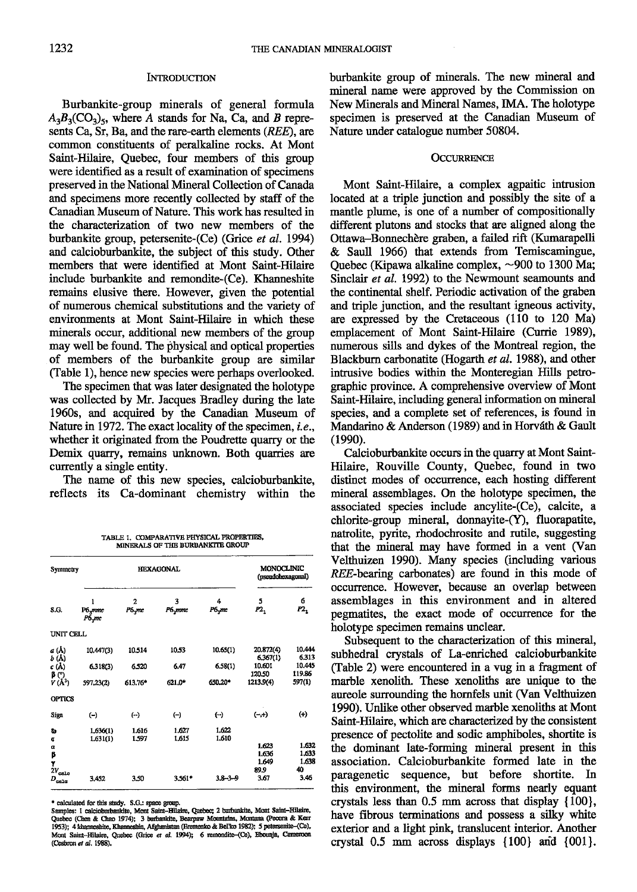## Introduction

Burbankite-group minerals of general formula $A_3B_3(CO_3)_5$, where *A* stands for Na, Ca, and *B* represents Ca, Sr, Ba, and the rare-earth elements (*REE*), are common constituents of peralkaline rocks. At Mont Saint-Hilaire, Quebec, four members of this group were identified as a result of examination of specimens preserved in the National Mineral Collection of Canada and specimens more recently collected by staff of the Canadian Museum of Nature. This work has resulted in the characterization of two new members of the burbankite group, petersenite-(Ce) (Grice *et al.* 1994) and calcioburbankite, the subject of this study. Other members that were identified at Mont Saint-Hilaire include burbankite and remondite-(Ce). Khanneshite remains elusive there. However, given the potential of numerous chemical substitutions and the variety of environments at Mont Saint-Hilaire in which these minerals occur, additional new members of the group may well be found. The physical and optical properties of members of the burbankite group are similar (Table 1), hence new species were perhaps overlooked.

The specimen that was later designated the holotype was collected by Mr. Jacques Bradley during the late 1960s, and acquired by the Canadian Museum of Nature in 1972. The exact locality of the specimen, *i.e.*, whether it originated from the Poudrette quarry or the Demix quarry, remains unknown. Both quarries are currently a single entity.

The name of this new species, calcioburbankite, reflects its Ca-dominant chemistry within the burbankite group of minerals. The new mineral and mineral name were approved by the Commission on New Minerals and Mineral Names, IMA. The holotype specimen is preserved at the Canadian Museum of Nature under catalogue number 50804.

TABLE 1. COMPARATIVE PHYSICAL PROPERTIES, MINERALS OF THE BURBANKITE GROUP

| Symmetry | HEXAGONAL | | | | MONOCLINIC (pseudohexagonal) | |
|---|---|---|---|---|---|---|
| | 1 | 2 | 3 | 4 | 5 | 6 |
| S.G. | $P6_3mmc$ $P6_3mc$ | $P6_3mc$ | $P6_3mmc$ | $P6_3mc$ | $P2_1$ | $P2_1$ |
| UNIT CELL | | | | | | |
| *a* (Å) | 10.447(3) | 10.514 | 10.53 | 10.65(1) | 20.872(4) | 10.444 |
| *b* (Å) | | | | | 6.367(1) | 6.313 |
| *c* (Å) | 6.318(3) | 6.520 | 6.47 | 6.58(1) | 10.601 | 10.445 |
| β (°) | | | | | 120.50 | 119.86 |
| *V* (Å³) | 597.23(2) | 613.76* | 621.0* | 650.20* | 1213.9(4) | 597(1) |
| OPTICS | | | | | | |
| Sign | (−) | (−) | (−) | (−) | (−,+) | (+) |
| ω | 1.636(1) | 1.616 | 1.627 | 1.622 | | |
| ε | 1.631(1) | 1.597 | 1.615 | 1.610 | | |
| α | | | | | 1.623 | 1.632 |
| β | | | | | 1.636 | 1.633 |
| γ | | | | | 1.649 | 1.638 |
| $2V_{calc}$ | | | | | 89.9 | 40 |
| $D_{calc}$ | 3.452 | 3.50 | 3.561* | 3.8–3.9 | 3.67 | 3.46 |

\* calculated for this study. S.G.: space group.
Samples: 1 calcioburbankite, Mont Saint-Hilaire, Quebec; 2 burbankite, Mont Saint-Hilaire, Quebec (Chen & Chao 1974); 3 burbankite, Bearpaw Mountains, Montana (Pecora & Kerr 1953); 4 khanneshite, Khanneshin, Afghanistan (Eremenko & Bel'ko 1982); 5 petersenite-(Ce), Mont Saint-Hilaire, Quebec (Grice *et al.* 1994); 6 remondite-(Ce), Eboundja, Cameroon (Cesbron *et al.* 1988).

## Occurrence

Mont Saint-Hilaire, a complex agpaitic intrusion located at a triple junction and possibly the site of a mantle plume, is one of a number of compositionally different plutons and stocks that are aligned along the Ottawa–Bonnechère graben, a failed rift (Kumarapelli & Saull 1966) that extends from Temiscamingue, Quebec (Kipawa alkaline complex, ~900 to 1300 Ma; Sinclair *et al.* 1992) to the Newmount seamounts and the continental shelf. Periodic activation of the graben and triple junction, and the resultant igneous activity, are expressed by the Cretaceous (110 to 120 Ma) emplacement of Mont Saint-Hilaire (Currie 1989), numerous sills and dykes of the Montreal region, the Blackburn carbonatite (Hogarth *et al.* 1988), and other intrusive bodies within the Monteregian Hills petrographic province. A comprehensive overview of Mont Saint-Hilaire, including general information on mineral species, and a complete set of references, is found in Mandarino & Anderson (1989) and in Horváth & Gault (1990).

Calcioburbankite occurs in the quarry at Mont Saint-Hilaire, Rouville County, Quebec, found in two distinct modes of occurrence, each hosting different mineral assemblages. On the holotype specimen, the associated species include ancylite-(Ce), calcite, a chlorite-group mineral, donnayite-(Y), fluorapatite, natrolite, pyrite, rhodochrosite and rutile, suggesting that the mineral may have formed in a vent (Van Velthuizen 1990). Many species (including various *REE*-bearing carbonates) are found in this mode of occurrence. However, because an overlap between assemblages in this environment and in altered pegmatites, the exact mode of occurrence for the holotype specimen remains unclear.

Subsequent to the characterization of this mineral, subhedral crystals of La-enriched calcioburbankite (Table 2) were encountered in a vug in a fragment of marble xenolith. These xenoliths are unique to the aureole surrounding the hornfels unit (Van Velthuizen 1990). Unlike other observed marble xenoliths at Mont Saint-Hilaire, which are characterized by the consistent presence of pectolite and sodic amphiboles, shortite is the dominant late-forming mineral present in this association. Calcioburbankite formed late in the paragenetic sequence, but before shortite. In this environment, the mineral forms nearly equant crystals less than 0.5 mm across that display {100}, have fibrous terminations and possess a silky white exterior and a light pink, translucent interior. Another crystal 0.5 mm across displays {100} and {001}.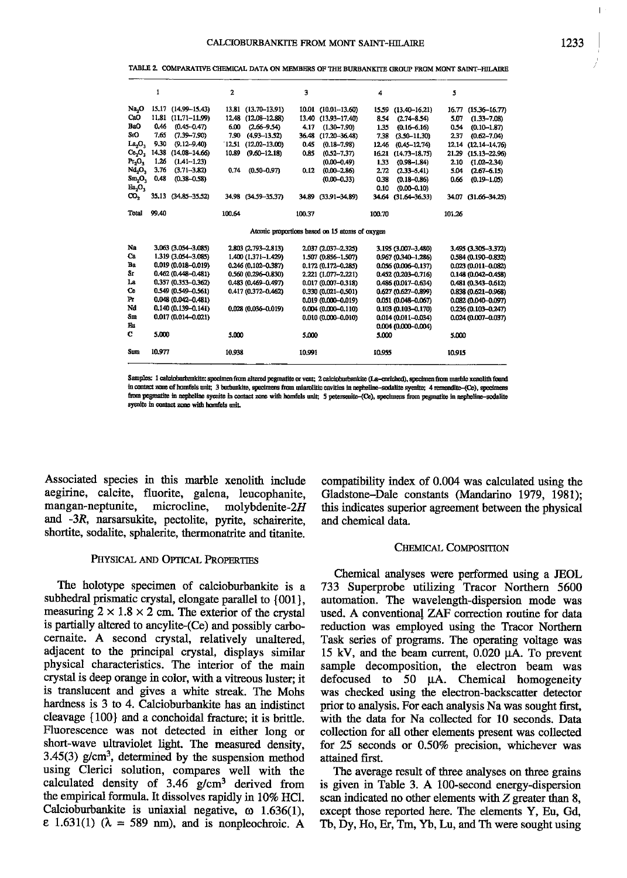TABLE 2. COMPARATIVE CHEMICAL DATA ON MEMBERS OF THE BURBANKITE GROUP FROM MONT SAINT-HILAIRE

| | 1 | | 2 | | 3 | | 4 | | 5 | |
|---|---|---|---|---|---|---|---|---|---|---|
| $Na_2O$ | 15.17 | (14.99–15.43) | 13.81 | (13.70–13.91) | 10.01 | (10.01–13.60) | 15.59 | (13.40–16.21) | 16.77 | (15.36–16.77) |
| CaO | 11.81 | (11.71–11.99) | 12.48 | (12.08–12.88) | 13.40 | (13.93–17.40) | 8.54 | (2.74–8.54) | 5.07 | (1.33–7.08) |
| BaO | 0.46 | (0.45–0.47) | 6.00 | (2.66–9.54) | 4.17 | (1.30–7.90) | 1.35 | (0.16–6.16) | 0.54 | (0.10–1.87) |
| SrO | 7.65 | (7.39–7.90) | 7.90 | (4.93–13.52) | 36.48 | (17.20–36.48) | 7.38 | (3.50–11.30) | 2.37 | (0.62–7.04) |
| $La_2O_3$ | 9.30 | (9.12–9.40) | 12.51 | (12.02–13.00) | 0.45 | (0.18–7.98) | 12.46 | (0.45–12.74) | 12.14 | (12.14–14.76) |
| $Ce_2O_3$ | 14.38 | (14.08–14.66) | 10.89 | (9.60–12.18) | 0.85 | (0.52–7.37) | 16.21 | (14.73–18.75) | 21.29 | (15.13–22.96) |
| $Pr_2O_3$ | 1.26 | (1.41–1.23) | | | | (0.00–0.49) | 1.33 | (0.98–1.84) | 2.10 | (1.02–2.34) |
| $Nd_2O_3$ | 3.76 | (3.71–3.82) | 0.74 | (0.50–0.97) | 0.12 | (0.00–2.86) | 2.72 | (2.33–5.41) | 5.04 | (2.67–6.15) |
| $Sm_2O_3$ | 0.48 | (0.38–0.58) | | | | (0.00–0.33) | 0.38 | (0.18–0.86) | 0.66 | (0.19–1.05) |
| $Eu_2O_3$ | | | | | | | 0.10 | (0.00–0.10) | | |
| $CO_2$ | 35.13 | (34.85–35.52) | 34.98 | (34.59–35.37) | 34.89 | (33.91–34.89) | 34.64 | (31.64–36.33) | 34.07 | (31.66–34.25) |
| Total | 99.40 | | 100.64 | | 100.37 | | 100.70 | | 101.26 | |
| | | | | | Atomic proportions based on 15 atoms of oxygen | | | | | |
| Na | 3.063 | (3.054–3.085) | 2.803 | (2.793–2.813) | 2.037 | (2.037–2.325) | 3.195 | (3.007–3.480) | 3.495 | (3.305–3.372) |
| Ca | 1.319 | (3.054–3.085) | 1.400 | (1.371–1.429) | 1.507 | (0.856–1.507) | 0.967 | (0.340–1.286) | 0.584 | (0.190–0.832) |
| Ba | 0.019 | (0.018–0.019) | 0.246 | (0.102–0.387) | 0.172 | (0.172–0.285) | 0.056 | (0.006–0.137) | 0.023 | (0.011–0.082) |
| Sr | 0.462 | (0.448–0.481) | 0.560 | (0.296–0.830) | 2.221 | (1.077–2.221) | 0.452 | (0.203–0.716) | 0.148 | (0.042–0.458) |
| La | 0.357 | (0.353–0.362) | 0.483 | (0.469–0.497) | 0.017 | (0.007–0.318) | 0.486 | (0.017–0.634) | 0.481 | (0.343–0.612) |
| Ce | 0.549 | (0.549–0.561) | 0.417 | (0.372–0.462) | 0.330 | (0.021–0.501) | 0.627 | (0.627–0.899) | 0.838 | (0.621–0.968) |
| Pr | 0.048 | (0.042–0.481) | | | 0.019 | (0.000–0.019) | 0.051 | (0.048–0.067) | 0.082 | (0.040–0.097) |
| Nd | 0.140 | (0.139–0.141) | 0.028 | (0.036–0.019) | 0.004 | (0.000–0.110) | 0.103 | (0.103–0.170) | 0.236 | (0.103–0.247) |
| Sm | 0.017 | (0.014–0.021) | | | 0.010 | (0.000–0.010) | 0.014 | (0.011–0.034) | 0.024 | (0.007–0.037) |
| Eu | | | | | | | 0.004 | (0.000–0.004) | | |
| C | 5.000 | | 5.000 | | 5.000 | | 5.000 | | 5.000 | |
| Sum | 10.977 | | 10.938 | | 10.991 | | 10.955 | | 10.915 | |

Samples: 1 calcioburbankite: specimen from altered pegmatite or vent; 2 calcioburbankite (La-enriched), specimen from marble xenolith found in contact zone of hornfels unit; 3 burbankite, specimens from miarolitic cavities in nepheline–sodalite syenite; 4 remondite-(Ce), specimens from pegmatite in nepheline syenite in contact zone with hornfels unit; 5 petersenite-(Ce), specimens from pegmatite in nepheline–sodalite syenite in contact zone with hornfels unit.

Associated species in this marble xenolith include aegirine, calcite, fluorite, galena, leucophanite, mangan-neptunite, microcline, molybdenite-2*H* and -3*R*, narsarsukite, pectolite, pyrite, schairerite, shortite, sodalite, sphalerite, thermonatrite and titanite.

## Physical and Optical Properties

The holotype specimen of calcioburbankite is a subhedral prismatic crystal, elongate parallel to {001}, measuring 2 × 1.8 × 2 cm. The exterior of the crystal is partially altered to ancylite-(Ce) and possibly carbocernaite. A second crystal, relatively unaltered, adjacent to the principal crystal, displays similar physical characteristics. The interior of the main crystal is deep orange in color, with a vitreous luster; it is translucent and gives a white streak. The Mohs hardness is 3 to 4. Calcioburbankite has an indistinct cleavage {100} and a conchoidal fracture; it is brittle. Fluorescence was not detected in either long or short-wave ultraviolet light. The measured density, 3.45(3) g/cm$^3$, determined by the suspension method using Clerici solution, compares well with the calculated density of 3.46 g/cm$^3$ derived from the empirical formula. It dissolves rapidly in 10% HCl. Calcioburbankite is uniaxial negative, $\omega$ 1.636(1), $\varepsilon$ 1.631(1) ($\lambda$ = 589 nm), and is nonpleochroic. A compatibility index of 0.004 was calculated using the Gladstone–Dale constants (Mandarino 1979, 1981); this indicates superior agreement between the physical and chemical data.

## Chemical Composition

Chemical analyses were performed using a JEOL 733 Superprobe utilizing Tracor Northern 5600 automation. The wavelength-dispersion mode was used. A conventional ZAF correction routine for data reduction was employed using the Tracor Northern Task series of programs. The operating voltage was 15 kV, and the beam current, 0.020 μA. To prevent sample decomposition, the electron beam was defocused to 50 μA. Chemical homogeneity was checked using the electron-backscatter detector prior to analysis. For each analysis Na was sought first, with the data for Na collected for 10 seconds. Data collection for all other elements present was collected for 25 seconds or 0.50% precision, whichever was attained first.

The average result of three analyses on three grains is given in Table 3. A 100-second energy-dispersion scan indicated no other elements with *Z* greater than 8, except those reported here. The elements Y, Eu, Gd, Tb, Dy, Ho, Er, Tm, Yb, Lu, and Th were sought using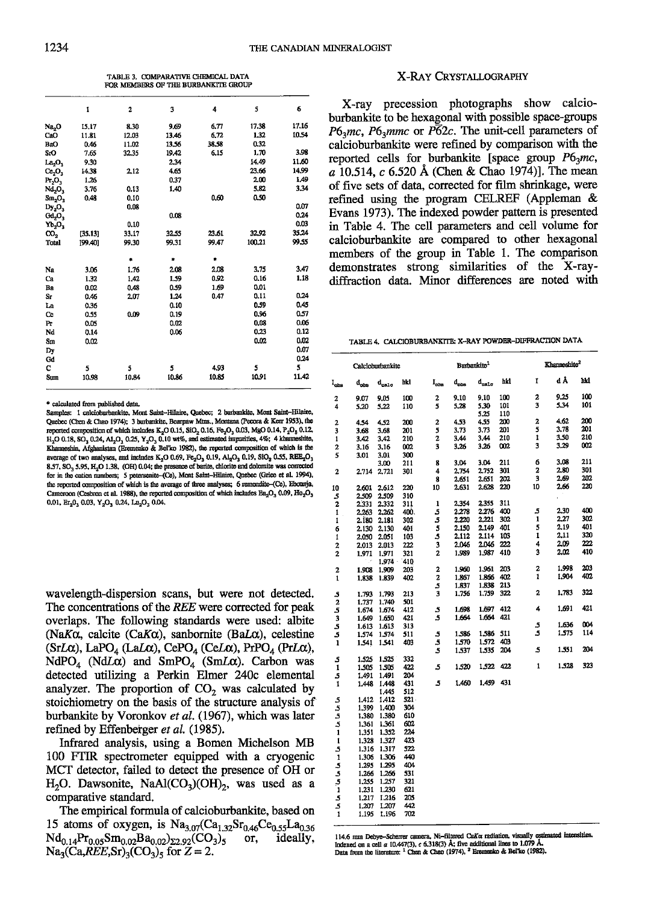TABLE 3. COMPARATIVE CHEMICAL DATA FOR MEMBERS OF THE BURBANKITE GROUP

| | 1 | 2 | 3 | 4 | 5 | 6 |
|---|---|---|---|---|---|---|
| $Na_2O$ | 15.17 | 8.30 | 9.69 | 6.77 | 17.38 | 17.16 |
| CaO | 11.81 | 12.03 | 13.46 | 6.72 | 1.32 | 10.54 |
| BaO | 0.46 | 11.02 | 13.56 | 38.58 | 0.32 | |
| SrO | 7.65 | 32.35 | 19.42 | 6.15 | 1.70 | 3.98 |
| $La_2O_3$ | 9.30 | | 2.34 | | 14.49 | 11.60 |
| $Ce_2O_3$ | 14.38 | 2.12 | 4.65 | | 23.66 | 14.99 |
| $Pr_2O_3$ | 1.26 | | 0.37 | | 2.00 | 1.49 |
| $Nd_2O_3$ | 3.76 | 0.13 | 1.40 | | 5.82 | 3.34 |
| $Sm_2O_3$ | 0.48 | 0.10 | | 0.60 | 0.50 | |
| $Dy_2O_3$ | | 0.08 | | | | 0.07 |
| $Gd_2O_3$ | | | 0.08 | | | 0.24 |
| $Yb_2O_3$ | | 0.10 | | | | 0.03 |
| $CO_2$ | [35.13] | 33.17 | 32.55 | 23.61 | 32.92 | 35.24 |
| Total | [99.40] | 99.30 | 99.31 | 99.47 | 100.21 | 99.55 |
| | | * | * | * | | |
| Na | 3.06 | 1.76 | 2.08 | 2.08 | 3.75 | 3.47 |
| Ca | 1.32 | 1.42 | 1.59 | 0.92 | 0.16 | 1.18 |
| Ba | 0.02 | 0.48 | 0.59 | 1.69 | 0.01 | |
| Sr | 0.46 | 2.07 | 1.24 | 0.47 | 0.11 | 0.24 |
| La | 0.36 | | 0.10 | | 0.59 | 0.45 |
| Ce | 0.55 | 0.09 | 0.19 | | 0.96 | 0.57 |
| Pr | 0.05 | | 0.02 | | 0.08 | 0.06 |
| Nd | 0.14 | | 0.06 | | 0.23 | 0.12 |
| Sm | 0.02 | | | | 0.02 | 0.02 |
| Dy | | | | | | 0.07 |
| Gd | | | | | | 0.24 |
| C | 5 | 5 | 5 | 4.93 | 5 | 5 |
| Sum | 10.98 | 10.84 | 10.86 | 10.85 | 10.91 | 11.42 |

\* calculated from published data.

Samples: 1 calcioburbankite, Mont Saint-Hilaire, Quebec; 2 burbankite, Mont Saint-Hilaire, Quebec (Chen & Chao 1974); 3 burbankite, Bearpaw Mtns., Montana (Pecora & Kerr 1953), the reported composition of which includes $K_2O$ 0.15, $SiO_2$ 0.16, $Fe_2O_3$ 0.03, MgO 0.14, $P_2O_5$ 0.12, $H_2O$ 0.18, $SO_3$ 0.24, $Al_2O_3$ 0.25, $Y_2O_3$ 0.10 wt%, and estimated impurities, 4%; 4 khanneshite, Khanneshin, Afghanistan (Eremenko & Bel'ko 1982), the reported composition of which is the average of two analyses, and includes $K_2O$ 0.69, $Fe_2O_3$ 0.19, $Al_2O_3$ 0.19, $SiO_2$ 0.55, $REE_2O_3$ 8.57, $SO_3$ 5.95, $H_2O$ 1.38, (OH) 0.04; the presence of barite, chlorite and dolomite was corrected for in the cation numbers; 5 petersenite-(Ce), Mont Saint-Hilaire, Quebec (Grice et al. 1994), the reported composition of which is the average of three analyses; 6 remondite-(Ce), Eboundja, Cameroon (Cesbron et al. 1988), the reported composition of which includes $Eu_2O_3$ 0.09, $Ho_2O_3$ 0.01, $Er_2O_3$ 0.03, $Y_2O_3$ 0.24, $Lu_2O_3$ 0.04.

wavelength-dispersion scans, but were not detected. The concentrations of the *REE* were corrected for peak overlaps. The following standards were used: albite ($NaK\alpha$), calcite ($CaK\alpha$), sanbornite ($BaL\alpha$), celestine ($SrL\alpha$), $LaPO_4$ ($LaL\alpha$), $CePO_4$ ($CeL\alpha$), $PrPO_4$ ($PrL\alpha$), $NdPO_4$ ($NdL\alpha$) and $SmPO_4$ ($SmL\alpha$). Carbon was detected utilizing a Perkin Elmer 240c elemental analyzer. The proportion of $CO_2$ was calculated by stoichiometry on the basis of the structure analysis of burbankite by Voronkov *et al.* (1967), which was later refined by Effenberger *et al.* (1985).

Infrared analysis, using a Bomen Michelson MB 100 FTIR spectrometer equipped with a cryogenic MCT detector, failed to detect the presence of OH or $H_2O$. Dawsonite, $NaAl(CO_3)(OH)_2$, was used as a comparative standard.

The empirical formula of calcioburbankite, based on 15 atoms of oxygen, is $Na_{3.07}(Ca_{1.32}Sr_{0.46}Ce_{0.55}La_{0.36}Nd_{0.14}Pr_{0.05}Sm_{0.02}Ba_{0.02})_{\Sigma 2.92}(CO_3)_5$ or, ideally, $Na_3(Ca,REE,Sr)_3(CO_3)_5$ for $Z = 2$.

## X-Ray Crystallography

X-ray precession photographs show calcioburbankite to be hexagonal with possible space-groups $P6_3mc$, $P6_3mmc$ or $P\bar{6}2c$. The unit-cell parameters of calcioburbankite were refined by comparison with the reported cells for burbankite [space group $P6_3mc$, *a* 10.514, *c* 6.520 Å (Chen & Chao 1974)]. The mean of five sets of data, corrected for film shrinkage, were refined using the program CELREF (Appleman & Evans 1973). The indexed powder pattern is presented in Table 4. The cell parameters and cell volume for calcioburbankite are compared to other hexagonal members of the group in Table 1. The comparison demonstrates strong similarities of the X-ray-diffraction data. Minor differences are noted with

TABLE 4. CALCIOBURBANKITE: X-RAY POWDER-DIFFRACTION DATA

| Calcioburbankite | | | | Burbankite[1] | | | | Khanneshite[2] | | |
|---|---|---|---|---|---|---|---|---|---|---|
| $I_{obs}$ | $d_{obs}$ | $d_{calc}$ | hkl | $I_{obs}$ | $d_{obs}$ | $d_{calc}$ | hkl | I | d Å | hkl |
| 2 | 9.07 | 9.05 | 100 | 2 | 9.10 | 9.10 | 100 | 2 | 9.25 | 100 |
| 4 | 5.20 | 5.22 | 110 | 5 | 5.28 | 5.30 | 101 | 3 | 5.34 | 101 |
| | | | | | | 5.25 | 110 | | | |
| 2 | 4.54 | 4.52 | 200 | 2 | 4.53 | 4.55 | 200 | 2 | 4.62 | 200 |
| 3 | 3.68 | 3.68 | 201 | 5 | 3.73 | 3.73 | 201 | 5 | 3.78 | 201 |
| 1 | 3.42 | 3.42 | 210 | 2 | 3.44 | 3.44 | 210 | 1 | 3.50 | 210 |
| 2 | 3.16 | 3.16 | 002 | 3 | 3.26 | 3.26 | 002 | 3 | 3.29 | 002 |
| 5 | 3.01 | 3.01 | 300 | | | | | | | |
| | | 3.00 | 211 | 8 | 3.04 | 3.04 | 211 | 6 | 3.08 | 211 |
| 2 | 2.714 | 2.721 | 301 | 4 | 2.754 | 2.752 | 301 | 2 | 2.80 | 301 |
| | | | | 8 | 2.651 | 2.651 | 202 | 3 | 2.69 | 202 |
| 10 | 2.601 | 2.612 | 220 | 10 | 2.631 | 2.628 | 220 | 10 | 2.66 | 220 |
| .5 | 2.509 | 2.509 | 310 | | | | | | | |
| 2 | 2.331 | 2.332 | 311 | 1 | 2.354 | 2.355 | 311 | | | |
| 1 | 2.263 | 2.262 | 400 | .5 | 2.278 | 2.276 | 400 | .5 | 2.30 | 400 |
| 1 | 2.180 | 2.181 | 302 | .5 | 2.220 | 2.221 | 302 | 1 | 2.27 | 302 |
| 6 | 2.130 | 2.130 | 401 | 5 | 2.150 | 2.149 | 401 | 5 | 2.19 | 401 |
| 1 | 2.050 | 2.051 | 103 | .5 | 2.112 | 2.114 | 103 | 1 | 2.11 | 320 |
| 2 | 2.013 | 2.013 | 222 | 3 | 2.046 | 2.046 | 222 | 4 | 2.09 | 222 |
| 2 | 1.971 | 1.971 | 321 | 2 | 1.989 | 1.987 | 410 | 3 | 2.02 | 410 |
| | | 1.974 | 410 | | | | | | | |
| 2 | 1.908 | 1.909 | 203 | 2 | 1.960 | 1.961 | 203 | 2 | 1.998 | 203 |
| 1 | 1.838 | 1.839 | 402 | 2 | 1.867 | 1.866 | 402 | 1 | 1.904 | 402 |
| | | | | .5 | 1.837 | 1.838 | 213 | | | |
| .5 | 1.793 | 1.793 | 213 | 3 | 1.756 | 1.759 | 322 | 2 | 1.783 | 322 |
| 2 | 1.737 | 1.740 | 501 | | | | | | | |
| .5 | 1.674 | 1.674 | 412 | .5 | 1.698 | 1.697 | 412 | 4 | 1.691 | 421 |
| 3 | 1.649 | 1.650 | 421 | .5 | 1.664 | 1.664 | 421 | | | |
| .5 | 1.613 | 1.613 | 313 | | | | | .5 | 1.636 | 004 |
| .5 | 1.574 | 1.574 | 511 | .5 | 1.586 | 1.586 | 511 | .5 | 1.575 | 114 |
| 1 | 1.541 | 1.541 | 403 | .5 | 1.570 | 1.572 | 403 | | | |
| | | | | .5 | 1.537 | 1.535 | 204 | .5 | 1.551 | 204 |
| .5 | 1.525 | 1.525 | 332 | | | | | | | |
| 1 | 1.505 | 1.505 | 422 | .5 | 1.520 | 1.522 | 422 | 1 | 1.528 | 323 |
| .5 | 1.491 | 1.491 | 204 | | | | | | | |
| 1 | 1.448 | 1.448 | 431 | .5 | 1.460 | 1.459 | 431 | | | |
| | | 1.445 | 512 | | | | | | | |
| .5 | 1.412 | 1.412 | 521 | | | | | | | |
| .5 | 1.399 | 1.400 | 304 | | | | | | | |
| .5 | 1.380 | 1.380 | 610 | | | | | | | |
| .5 | 1.361 | 1.361 | 602 | | | | | | | |
| 1 | 1.351 | 1.352 | 224 | | | | | | | |
| 1 | 1.328 | 1.327 | 423 | | | | | | | |
| .5 | 1.316 | 1.317 | 522 | | | | | | | |
| 1 | 1.306 | 1.306 | 440 | | | | | | | |
| .5 | 1.295 | 1.295 | 404 | | | | | | | |
| .5 | 1.266 | 1.266 | 531 | | | | | | | |
| .5 | 1.255 | 1.257 | 321 | | | | | | | |
| 1 | 1.231 | 1.230 | 621 | | | | | | | |
| .5 | 1.217 | 1.216 | 205 | | | | | | | |
| .5 | 1.207 | 1.207 | 442 | | | | | | | |
| 1 | 1.195 | 1.196 | 702 | | | | | | | |

114.6 mm Debye-Scherrer camera, Ni-filtered $CuK\alpha$ radiation, visually estimated intensities. Indexed on a cell *a* 10.447(3), *c* 6.318(3) Å; five additional lines to 1.079 Å. Data from the literature: [1] Chen & Chao (1974), [2] Eremenko & Bel'ko (1982).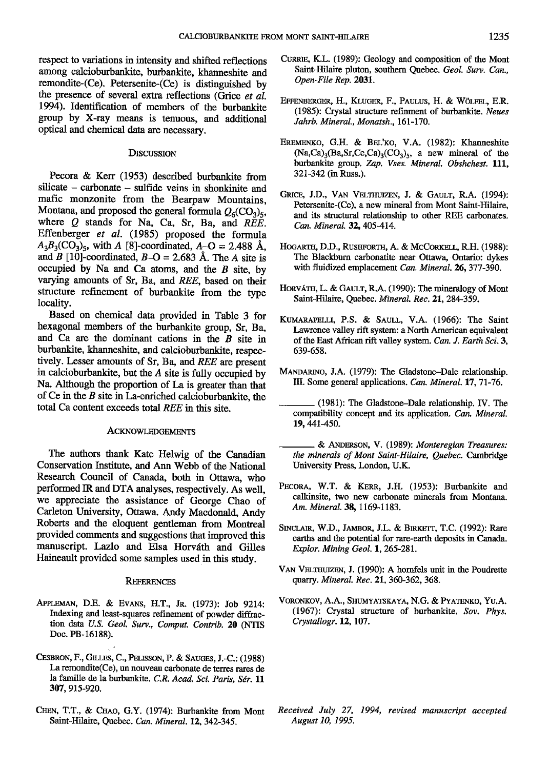respect to variations in intensity and shifted reflections among calcioburbankite, burbankite, khanneshite and remondite-(Ce). Petersenite-(Ce) is distinguished by the presence of several extra reflections (Grice *et al.* 1994). Identification of members of the burbankite group by X-ray means is tenuous, and additional optical and chemical data are necessary.

## Discussion

Pecora & Kerr (1953) described burbankite from silicate – carbonate – sulfide veins in shonkinite and mafic monzonite from the Bearpaw Mountains, Montana, and proposed the general formula $Q_6(CO_3)_5$, where $Q$ stands for Na, Ca, Sr, Ba, and *REE*. Effenberger *et al.* (1985) proposed the formula $A_3B_3(CO_3)_5$, with $A$ [8]-coordinated, $A$–O = 2.488 Å, and $B$ [10]-coordinated, $B$–O = 2.683 Å. The $A$ site is occupied by Na and Ca atoms, and the $B$ site, by varying amounts of Sr, Ba, and *REE*, based on their structure refinement of burbankite from the type locality.

Based on chemical data provided in Table 3 for hexagonal members of the burbankite group, Sr, Ba, and Ca are the dominant cations in the $B$ site in burbankite, khanneshite, and calcioburbankite, respectively. Lesser amounts of Sr, Ba, and *REE* are present in calcioburbankite, but the $A$ site is fully occupied by Na. Although the proportion of La is greater than that of Ce in the $B$ site in La-enriched calcioburbankite, the total Ca content exceeds total *REE* in this site.

## Acknowledgements

The authors thank Kate Helwig of the Canadian Conservation Institute, and Ann Webb of the National Research Council of Canada, both in Ottawa, who performed IR and DTA analyses, respectively. As well, we appreciate the assistance of George Chao of Carleton University, Ottawa. Andy Macdonald, Andy Roberts and the eloquent gentleman from Montreal provided comments and suggestions that improved this manuscript. Lazlo and Elsa Horváth and Gilles Haineault provided some samples used in this study.

## References

Appleman, D.E. & Evans, H.T., Jr. (1973): Job 9214: Indexing and least-squares refinement of powder diffraction data *U.S. Geol. Surv., Comput. Contrib.* **20** (NTIS Doc. PB-16188).

Cesbron, F., Gilles, C., Pelisson, P. & Sauges, J.-C.: (1988) La remondite(Ce), un nouveau carbonate de terres rares de la famille de la burbankite. *C.R. Acad. Sci. Paris, Sér.* **11 307**, 915-920.

Chen, T.T., & Chao, G.Y. (1974): Burbankite from Mont Saint-Hilaire, Quebec. *Can. Mineral.* **12**, 342-345.

Currie, K.L. (1989): Geology and composition of the Mont Saint-Hilaire pluton, southern Quebec. *Geol. Surv. Can., Open-File Rep.* **2031**.

Effenberger, H., Kluger, F., Paulus, H. & Wölfel, E.R. (1985): Crystal structure refinment of burbankite. *Neues Jahrb. Mineral., Monatsh.*, 161-170.

Eremenko, G.H. & Bel'ko, V.A. (1982): Khanneshite $(Na,Ca)_3(Ba,Sr,Ce,Ca)_3(CO_3)_5$, a new mineral of the burbankite group. *Zap. Vses. Mineral. Obshchest.* **111**, 321-342 (in Russ.).

Grice, J.D., van Velthuizen, J. & Gault, R.A. (1994): Petersenite-(Ce), a new mineral from Mont Saint-Hilaire, and its structural relationship to other REE carbonates. *Can. Mineral.* **32**, 405-414.

Hogarth, D.D., Rushforth, A. & McCorkell, R.H. (1988): The Blackburn carbonatite near Ottawa, Ontario: dykes with fluidized emplacement *Can. Mineral.* **26**, 377-390.

Horváth, L. & Gault, R.A. (1990): The mineralogy of Mont Saint-Hilaire, Quebec. *Mineral. Rec.* **21**, 284-359.

Kumarapelli, P.S. & Saull, V.A. (1966): The Saint Lawrence valley rift system: a North American equivalent of the East African rift valley system. *Can. J. Earth Sci.* **3**, 639-658.

Mandarino, J.A. (1979): The Gladstone–Dale relationship. III. Some general applications. *Can. Mineral.* **17**, 71-76.

________ (1981): The Gladstone–Dale relationship. IV. The compatibility concept and its application. *Can. Mineral.* **19**, 441-450.

________ & Anderson, V. (1989): *Monteregian Treasures: the minerals of Mont Saint-Hilaire, Quebec.* Cambridge University Press, London, U.K.

Pecora, W.T. & Kerr, J.H. (1953): Burbankite and calkinsite, two new carbonate minerals from Montana. *Am. Mineral.* **38**, 1169-1183.

Sinclair, W.D., Jambor, J.L. & Birkett, T.C. (1992): Rare earths and the potential for rare-earth deposits in Canada. *Explor. Mining Geol.* **1**, 265-281.

van Velthuizen, J. (1990): A hornfels unit in the Poudrette quarry. *Mineral. Rec.* **21**, 360-362, 368.

Voronkov, A.A., Shumyatskaya, N.G. & Pyatenko, Yu.A. (1967): Crystal structure of burbankite. *Sov. Phys. Crystallogr.* **12**, 107.

*Received July 27, 1994, revised manuscript accepted August 10, 1995.*